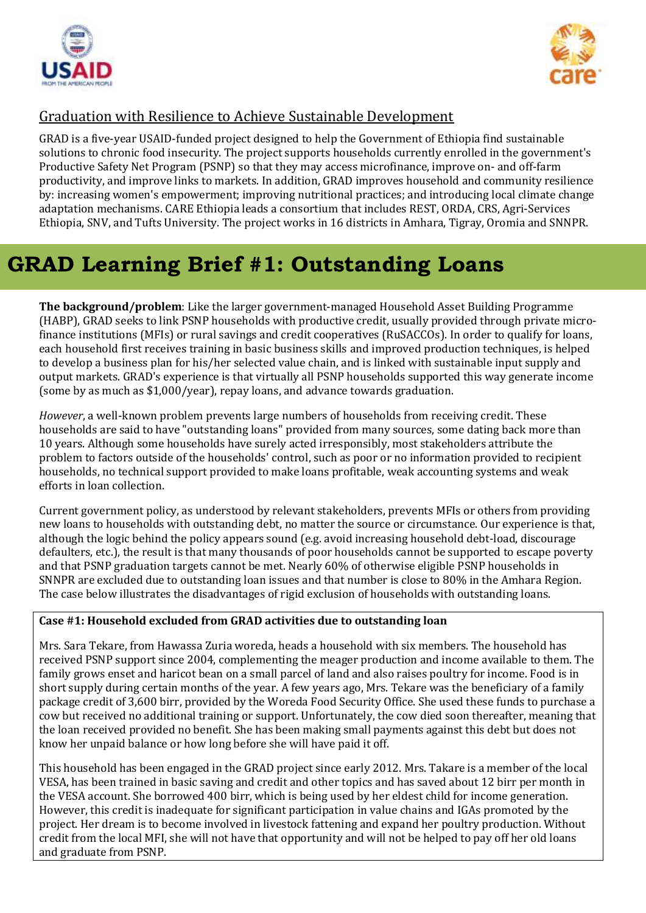Graduation with Resilience to Achieve Sustainable Development

GRAD is a five-year USAID-funded project designed to help the Government of Ethiopia find sustainable solutions to chronic food insecurity. The project supports households currently enrolled in the government's Productive Safety Net Program (PSNP) so that they may access microfinance, improve on- and off-farm productivity, and improve links to markets. In addition, GRAD improves household and community resilience by: increasing women's empowerment; improving nutritional practices; and introducing local climate change adaptation mechanisms. CARE Ethiopia leads a consortium that includes REST, ORDA, CRS, Agri-Services Ethiopia, SNV, and Tufts University. The project works in 16 districts in Amhara, Tigray, Oromia and SNNPR.

# GRAD Learning Brief #1: Outstanding Loans

**The background/problem**: Like the larger government-managed Household Asset Building Programme (HABP), GRAD seeks to link PSNP households with productive credit, usually provided through private micro-finance institutions (MFIs) or rural savings and credit cooperatives (RuSACCOs). In order to qualify for loans, each household first receives training in basic business skills and improved production techniques, is helped to develop a business plan for his/her selected value chain, and is linked with sustainable input supply and output markets. GRAD's experience is that virtually all PSNP households supported this way generate income (some by as much as $1,000/year), repay loans, and advance towards graduation.

*However*, a well-known problem prevents large numbers of households from receiving credit. These households are said to have "outstanding loans" provided from many sources, some dating back more than 10 years. Although some households have surely acted irresponsibly, most stakeholders attribute the problem to factors outside of the households' control, such as poor or no information provided to recipient households, no technical support provided to make loans profitable, weak accounting systems and weak efforts in loan collection.

Current government policy, as understood by relevant stakeholders, prevents MFIs or others from providing new loans to households with outstanding debt, no matter the source or circumstance. Our experience is that, although the logic behind the policy appears sound (e.g. avoid increasing household debt-load, discourage defaulters, etc.), the result is that many thousands of poor households cannot be supported to escape poverty and that PSNP graduation targets cannot be met. Nearly 60% of otherwise eligible PSNP households in SNNPR are excluded due to outstanding loan issues and that number is close to 80% in the Amhara Region. The case below illustrates the disadvantages of rigid exclusion of households with outstanding loans.

**Case #1: Household excluded from GRAD activities due to outstanding loan**

Mrs. Sara Tekare, from Hawassa Zuria woreda, heads a household with six members. The household has received PSNP support since 2004, complementing the meager production and income available to them. The family grows enset and haricot bean on a small parcel of land and also raises poultry for income. Food is in short supply during certain months of the year. A few years ago, Mrs. Tekare was the beneficiary of a family package credit of 3,600 birr, provided by the Woreda Food Security Office. She used these funds to purchase a cow but received no additional training or support. Unfortunately, the cow died soon thereafter, meaning that the loan received provided no benefit. She has been making small payments against this debt but does not know her unpaid balance or how long before she will have paid it off.

This household has been engaged in the GRAD project since early 2012. Mrs. Takare is a member of the local VESA, has been trained in basic saving and credit and other topics and has saved about 12 birr per month in the VESA account. She borrowed 400 birr, which is being used by her eldest child for income generation. However, this credit is inadequate for significant participation in value chains and IGAs promoted by the project. Her dream is to become involved in livestock fattening and expand her poultry production. Without credit from the local MFI, she will not have that opportunity and will not be helped to pay off her old loans and graduate from PSNP.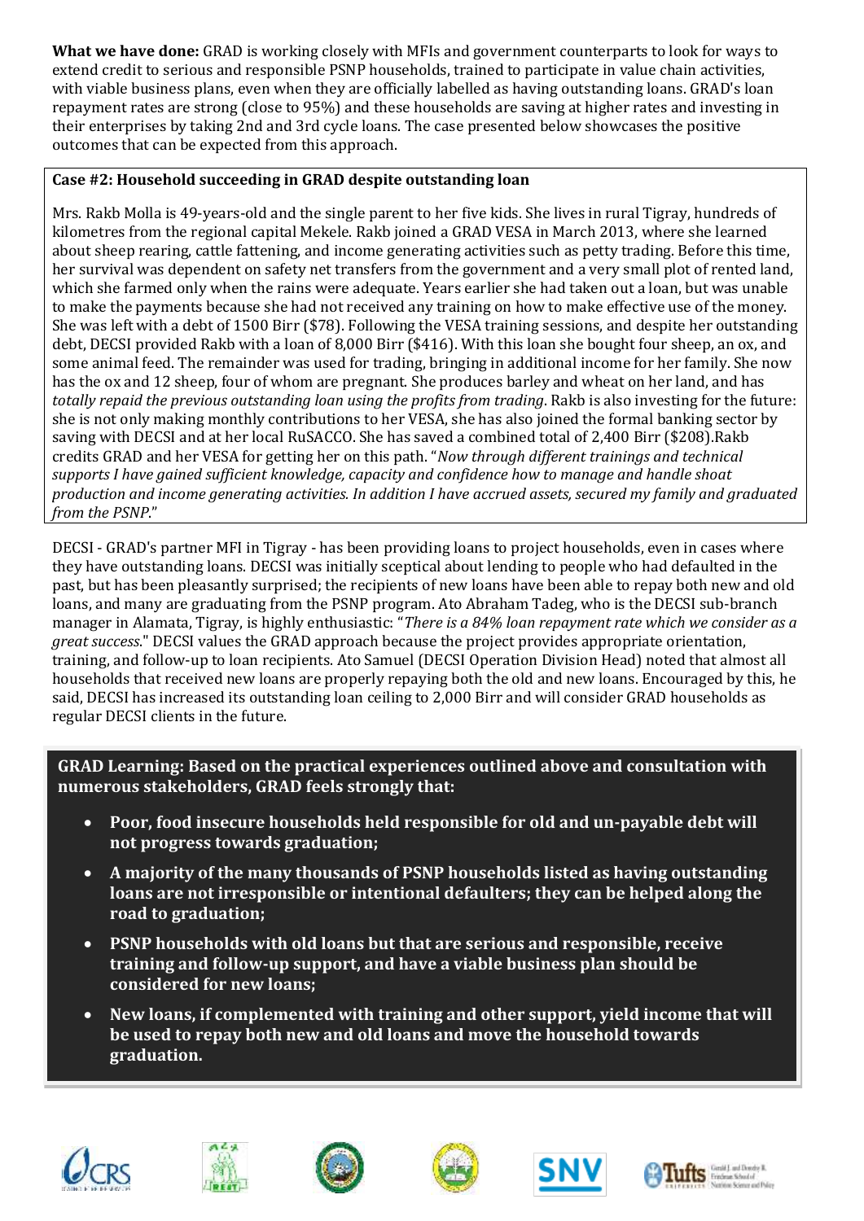**What we have done:** GRAD is working closely with MFIs and government counterparts to look for ways to extend credit to serious and responsible PSNP households, trained to participate in value chain activities, with viable business plans, even when they are officially labelled as having outstanding loans. GRAD's loan repayment rates are strong (close to 95%) and these households are saving at higher rates and investing in their enterprises by taking 2nd and 3rd cycle loans. The case presented below showcases the positive outcomes that can be expected from this approach.

**Case #2: Household succeeding in GRAD despite outstanding loan**

Mrs. Rakb Molla is 49-years-old and the single parent to her five kids. She lives in rural Tigray, hundreds of kilometres from the regional capital Mekele. Rakb joined a GRAD VESA in March 2013, where she learned about sheep rearing, cattle fattening, and income generating activities such as petty trading. Before this time, her survival was dependent on safety net transfers from the government and a very small plot of rented land, which she farmed only when the rains were adequate. Years earlier she had taken out a loan, but was unable to make the payments because she had not received any training on how to make effective use of the money. She was left with a debt of 1500 Birr ($78). Following the VESA training sessions, and despite her outstanding debt, DECSI provided Rakb with a loan of 8,000 Birr ($416). With this loan she bought four sheep, an ox, and some animal feed. The remainder was used for trading, bringing in additional income for her family. She now has the ox and 12 sheep, four of whom are pregnant. She produces barley and wheat on her land, and has *totally repaid the previous outstanding loan using the profits from trading*. Rakb is also investing for the future: she is not only making monthly contributions to her VESA, she has also joined the formal banking sector by saving with DECSI and at her local RuSACCO. She has saved a combined total of 2,400 Birr ($208).Rakb credits GRAD and her VESA for getting her on this path. "*Now through different trainings and technical supports I have gained sufficient knowledge, capacity and confidence how to manage and handle shoat production and income generating activities. In addition I have accrued assets, secured my family and graduated from the PSNP*."

DECSI - GRAD's partner MFI in Tigray - has been providing loans to project households, even in cases where they have outstanding loans. DECSI was initially sceptical about lending to people who had defaulted in the past, but has been pleasantly surprised; the recipients of new loans have been able to repay both new and old loans, and many are graduating from the PSNP program. Ato Abraham Tadeg, who is the DECSI sub-branch manager in Alamata, Tigray, is highly enthusiastic: "*There is a 84% loan repayment rate which we consider as a great success*." DECSI values the GRAD approach because the project provides appropriate orientation, training, and follow-up to loan recipients. Ato Samuel (DECSI Operation Division Head) noted that almost all households that received new loans are properly repaying both the old and new loans. Encouraged by this, he said, DECSI has increased its outstanding loan ceiling to 2,000 Birr and will consider GRAD households as regular DECSI clients in the future.

**GRAD Learning: Based on the practical experiences outlined above and consultation with numerous stakeholders, GRAD feels strongly that:**

- **Poor, food insecure households held responsible for old and un-payable debt will not progress towards graduation;**
- **A majority of the many thousands of PSNP households listed as having outstanding loans are not irresponsible or intentional defaulters; they can be helped along the road to graduation;**
- **PSNP households with old loans but that are serious and responsible, receive training and follow-up support, and have a viable business plan should be considered for new loans;**
- **New loans, if complemented with training and other support, yield income that will be used to repay both new and old loans and move the household towards graduation.**